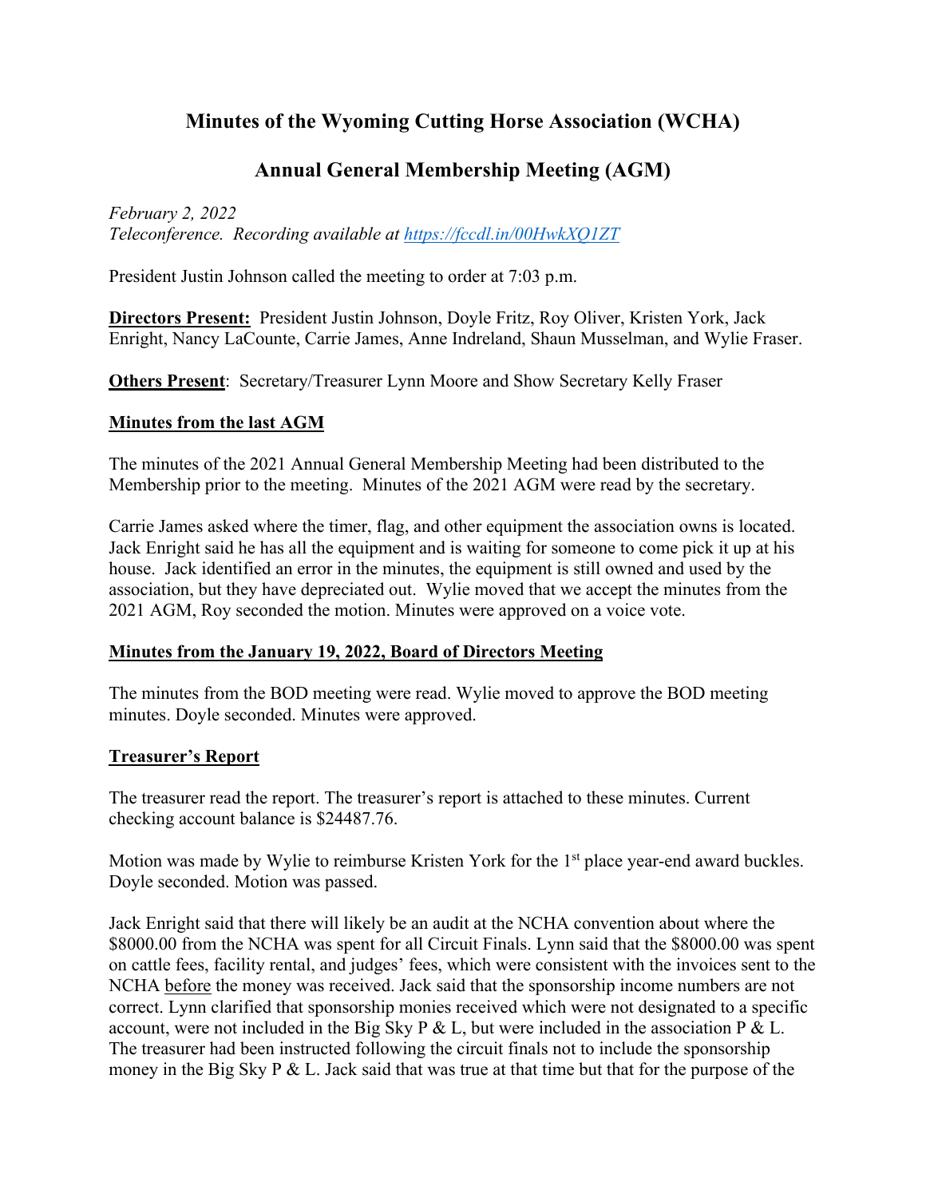# Minutes of the Wyoming Cutting Horse Association (WCHA)

## Annual General Membership Meeting (AGM)

*February 2, 2022*
*Teleconference. Recording available at [https://fccdl.in/00HwkXQ1ZT](https://fccdl.in/00HwkXQ1ZT)*

President Justin Johnson called the meeting to order at 7:03 p.m.

**Directors Present:** President Justin Johnson, Doyle Fritz, Roy Oliver, Kristen York, Jack Enright, Nancy LaCounte, Carrie James, Anne Indreland, Shaun Musselman, and Wylie Fraser.

**Others Present**: Secretary/Treasurer Lynn Moore and Show Secretary Kelly Fraser

**Minutes from the last AGM**

The minutes of the 2021 Annual General Membership Meeting had been distributed to the Membership prior to the meeting. Minutes of the 2021 AGM were read by the secretary.

Carrie James asked where the timer, flag, and other equipment the association owns is located. Jack Enright said he has all the equipment and is waiting for someone to come pick it up at his house. Jack identified an error in the minutes, the equipment is still owned and used by the association, but they have depreciated out. Wylie moved that we accept the minutes from the 2021 AGM, Roy seconded the motion. Minutes were approved on a voice vote.

**Minutes from the January 19, 2022, Board of Directors Meeting**

The minutes from the BOD meeting were read. Wylie moved to approve the BOD meeting minutes. Doyle seconded. Minutes were approved.

**Treasurer's Report**

The treasurer read the report. The treasurer's report is attached to these minutes. Current checking account balance is $24487.76.

Motion was made by Wylie to reimburse Kristen York for the 1st place year-end award buckles. Doyle seconded. Motion was passed.

Jack Enright said that there will likely be an audit at the NCHA convention about where the $8000.00 from the NCHA was spent for all Circuit Finals. Lynn said that the $8000.00 was spent on cattle fees, facility rental, and judges' fees, which were consistent with the invoices sent to the NCHA before the money was received. Jack said that the sponsorship income numbers are not correct. Lynn clarified that sponsorship monies received which were not designated to a specific account, were not included in the Big Sky P & L, but were included in the association P & L. The treasurer had been instructed following the circuit finals not to include the sponsorship money in the Big Sky P & L. Jack said that was true at that time but that for the purpose of the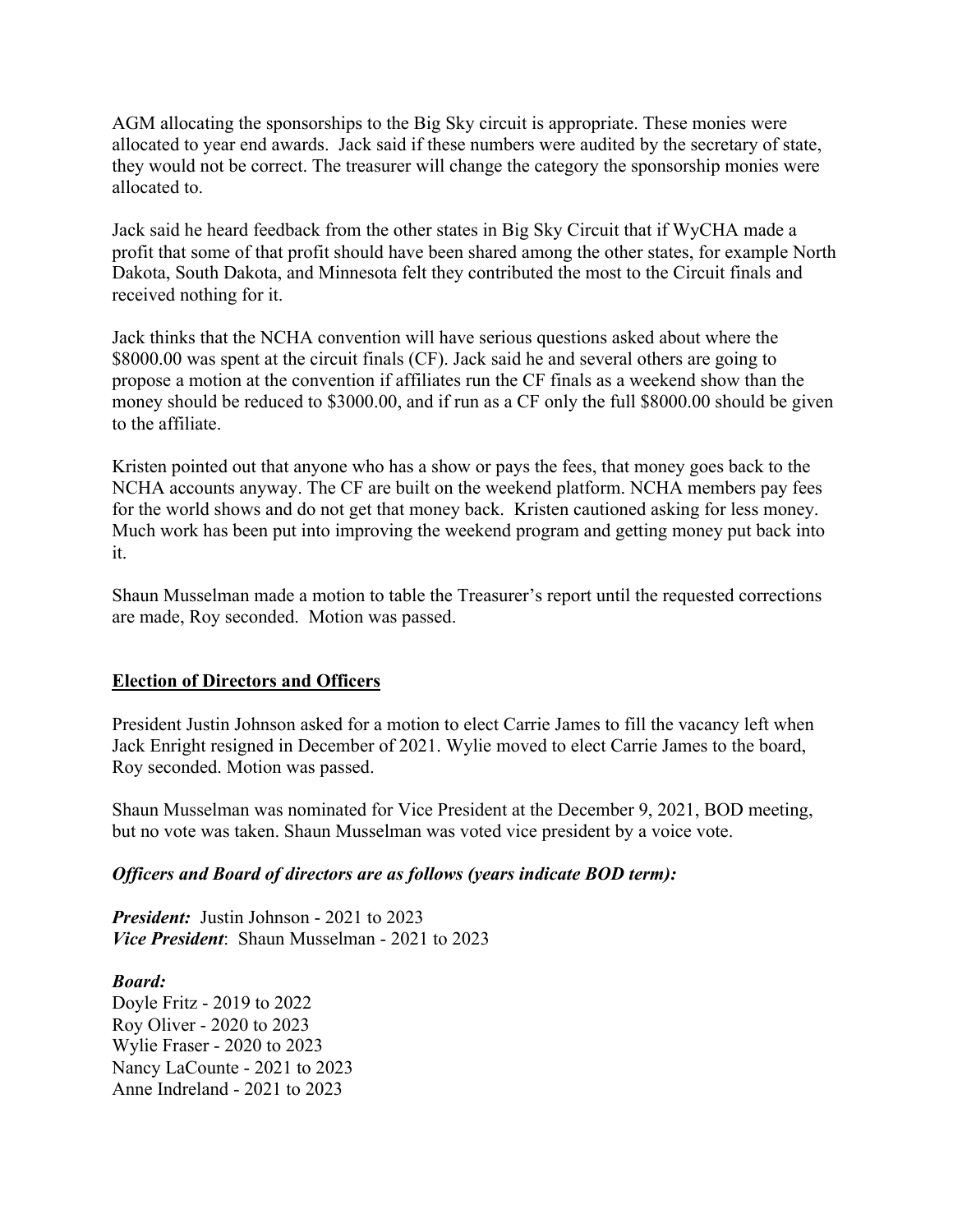AGM allocating the sponsorships to the Big Sky circuit is appropriate. These monies were allocated to year end awards. Jack said if these numbers were audited by the secretary of state, they would not be correct. The treasurer will change the category the sponsorship monies were allocated to.

Jack said he heard feedback from the other states in Big Sky Circuit that if WyCHA made a profit that some of that profit should have been shared among the other states, for example North Dakota, South Dakota, and Minnesota felt they contributed the most to the Circuit finals and received nothing for it.

Jack thinks that the NCHA convention will have serious questions asked about where the $8000.00 was spent at the circuit finals (CF). Jack said he and several others are going to propose a motion at the convention if affiliates run the CF finals as a weekend show than the money should be reduced to $3000.00, and if run as a CF only the full $8000.00 should be given to the affiliate.

Kristen pointed out that anyone who has a show or pays the fees, that money goes back to the NCHA accounts anyway. The CF are built on the weekend platform. NCHA members pay fees for the world shows and do not get that money back. Kristen cautioned asking for less money. Much work has been put into improving the weekend program and getting money put back into it.

Shaun Musselman made a motion to table the Treasurer's report until the requested corrections are made, Roy seconded. Motion was passed.

**<u>Election of Directors and Officers</u>**

President Justin Johnson asked for a motion to elect Carrie James to fill the vacancy left when Jack Enright resigned in December of 2021. Wylie moved to elect Carrie James to the board, Roy seconded. Motion was passed.

Shaun Musselman was nominated for Vice President at the December 9, 2021, BOD meeting, but no vote was taken. Shaun Musselman was voted vice president by a voice vote.

***Officers and Board of directors are as follows (years indicate BOD term):***

***President:*** Justin Johnson - 2021 to 2023
***Vice President***: Shaun Musselman - 2021 to 2023

***Board:***
Doyle Fritz - 2019 to 2022
Roy Oliver - 2020 to 2023
Wylie Fraser - 2020 to 2023
Nancy LaCounte - 2021 to 2023
Anne Indreland - 2021 to 2023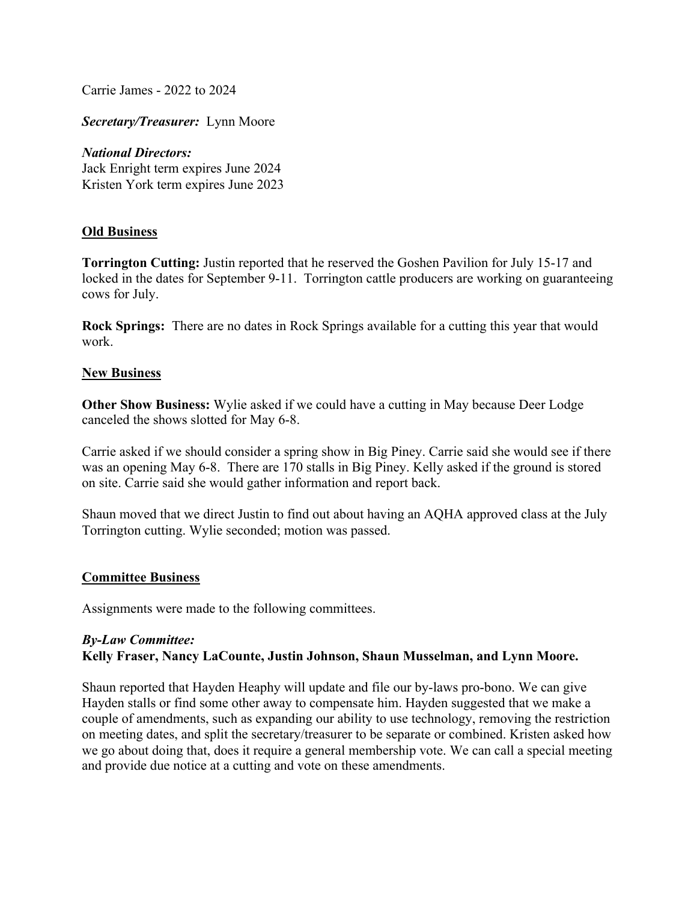Carrie James - 2022 to 2024

***Secretary/Treasurer:*** Lynn Moore

***National Directors:***
Jack Enright term expires June 2024
Kristen York term expires June 2023

## Old Business

**Torrington Cutting:** Justin reported that he reserved the Goshen Pavilion for July 15-17 and locked in the dates for September 9-11. Torrington cattle producers are working on guaranteeing cows for July.

**Rock Springs:** There are no dates in Rock Springs available for a cutting this year that would work.

## New Business

**Other Show Business:** Wylie asked if we could have a cutting in May because Deer Lodge canceled the shows slotted for May 6-8.

Carrie asked if we should consider a spring show in Big Piney. Carrie said she would see if there was an opening May 6-8. There are 170 stalls in Big Piney. Kelly asked if the ground is stored on site. Carrie said she would gather information and report back.

Shaun moved that we direct Justin to find out about having an AQHA approved class at the July Torrington cutting. Wylie seconded; motion was passed.

## Committee Business

Assignments were made to the following committees.

***By-Law Committee:***
**Kelly Fraser, Nancy LaCounte, Justin Johnson, Shaun Musselman, and Lynn Moore.**

Shaun reported that Hayden Heaphy will update and file our by-laws pro-bono. We can give Hayden stalls or find some other away to compensate him. Hayden suggested that we make a couple of amendments, such as expanding our ability to use technology, removing the restriction on meeting dates, and split the secretary/treasurer to be separate or combined. Kristen asked how we go about doing that, does it require a general membership vote. We can call a special meeting and provide due notice at a cutting and vote on these amendments.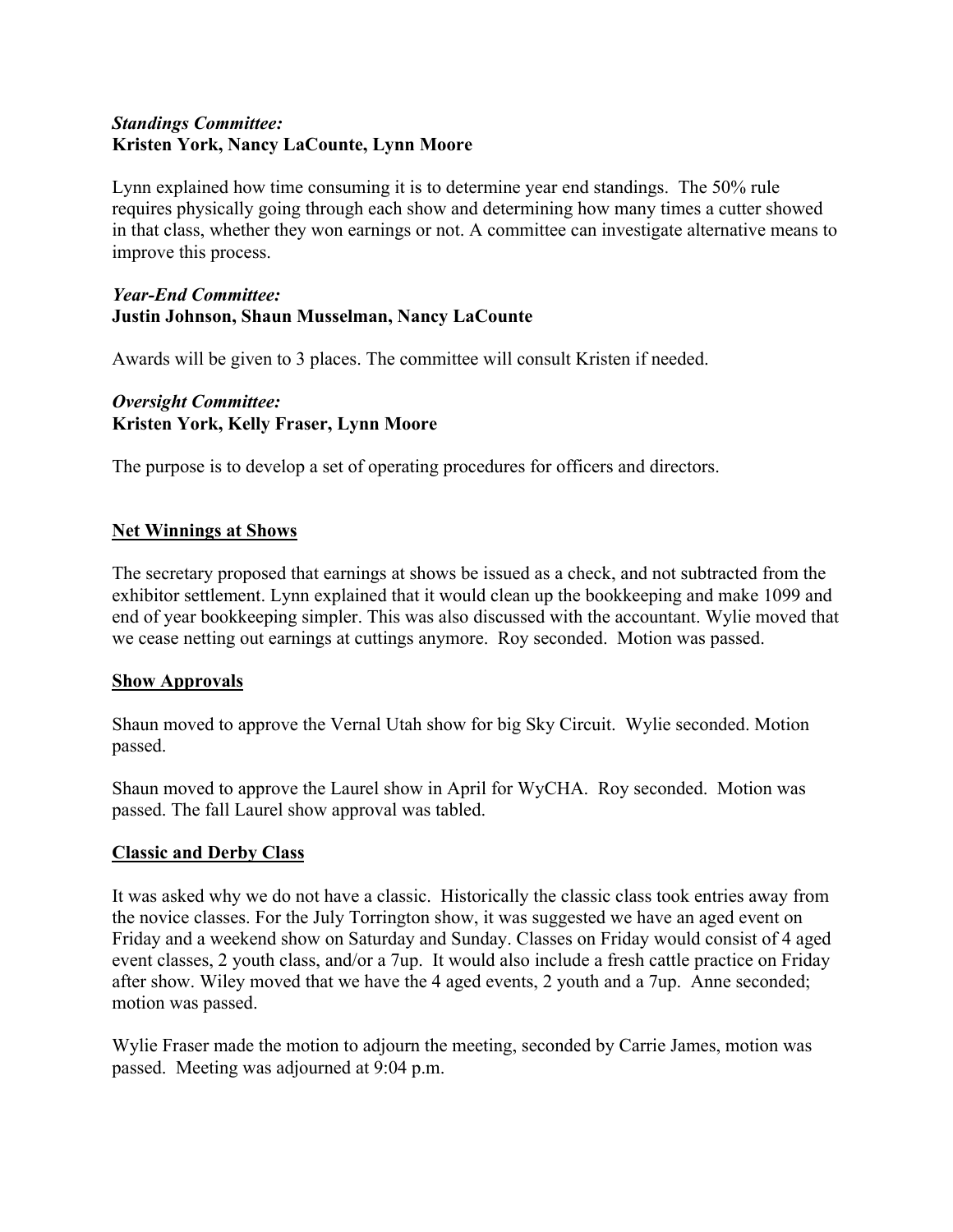***Standings Committee:***
**Kristen York, Nancy LaCounte, Lynn Moore**

Lynn explained how time consuming it is to determine year end standings. The 50% rule requires physically going through each show and determining how many times a cutter showed in that class, whether they won earnings or not. A committee can investigate alternative means to improve this process.

***Year-End Committee:***
**Justin Johnson, Shaun Musselman, Nancy LaCounte**

Awards will be given to 3 places. The committee will consult Kristen if needed.

***Oversight Committee:***
**Kristen York, Kelly Fraser, Lynn Moore**

The purpose is to develop a set of operating procedures for officers and directors.

<u>**Net Winnings at Shows**</u>

The secretary proposed that earnings at shows be issued as a check, and not subtracted from the exhibitor settlement. Lynn explained that it would clean up the bookkeeping and make 1099 and end of year bookkeeping simpler. This was also discussed with the accountant. Wylie moved that we cease netting out earnings at cuttings anymore. Roy seconded. Motion was passed.

<u>**Show Approvals**</u>

Shaun moved to approve the Vernal Utah show for big Sky Circuit. Wylie seconded. Motion passed.

Shaun moved to approve the Laurel show in April for WyCHA. Roy seconded. Motion was passed. The fall Laurel show approval was tabled.

<u>**Classic and Derby Class**</u>

It was asked why we do not have a classic. Historically the classic class took entries away from the novice classes. For the July Torrington show, it was suggested we have an aged event on Friday and a weekend show on Saturday and Sunday. Classes on Friday would consist of 4 aged event classes, 2 youth class, and/or a 7up. It would also include a fresh cattle practice on Friday after show. Wiley moved that we have the 4 aged events, 2 youth and a 7up. Anne seconded; motion was passed.

Wylie Fraser made the motion to adjourn the meeting, seconded by Carrie James, motion was passed. Meeting was adjourned at 9:04 p.m.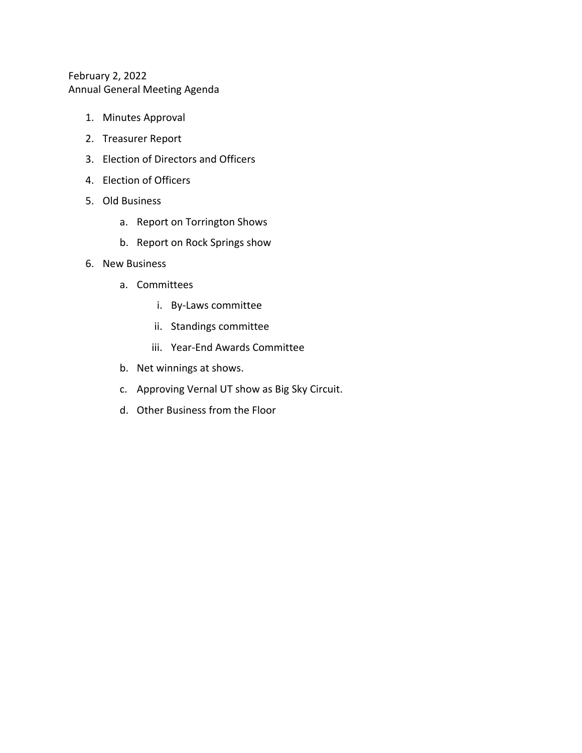February 2, 2022
Annual General Meeting Agenda

1. Minutes Approval
2. Treasurer Report
3. Election of Directors and Officers
4. Election of Officers
5. Old Business
    a. Report on Torrington Shows
    b. Report on Rock Springs show
6. New Business
    a. Committees
        i. By-Laws committee
        ii. Standings committee
        iii. Year-End Awards Committee
    b. Net winnings at shows.
    c. Approving Vernal UT show as Big Sky Circuit.
    d. Other Business from the Floor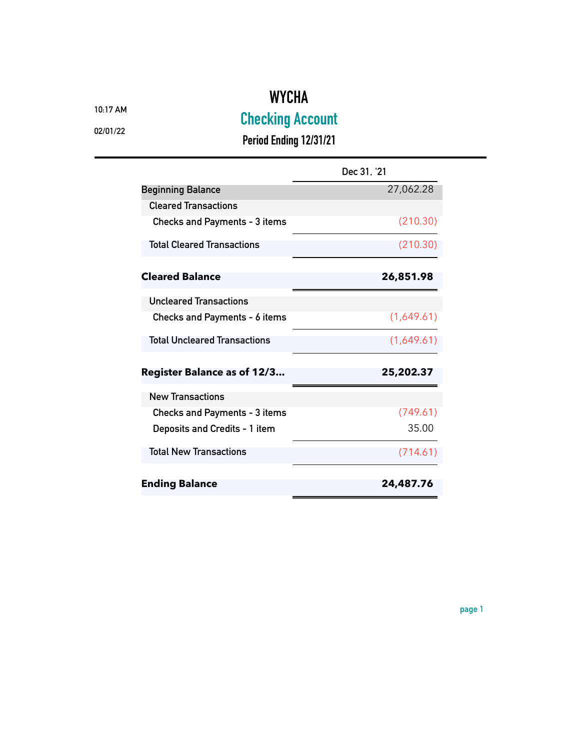# WYCHA

## Checking Account

### Period Ending 12/31/21

10:17 AM

02/01/22

| | Dec 31, '21 |
|---|---|
| Beginning Balance | 27,062.28 |
| Cleared Transactions | |
| Checks and Payments - 3 items | (210.30) |
| Total Cleared Transactions | (210.30) |
| **Cleared Balance** | **26,851.98** |
| Uncleared Transactions | |
| Checks and Payments - 6 items | (1,649.61) |
| Total Uncleared Transactions | (1,649.61) |
| **Register Balance as of 12/3...** | **25,202.37** |
| New Transactions | |
| Checks and Payments - 3 items | (749.61) |
| Deposits and Credits - 1 item | 35.00 |
| Total New Transactions | (714.61) |
| **Ending Balance** | **24,487.76** |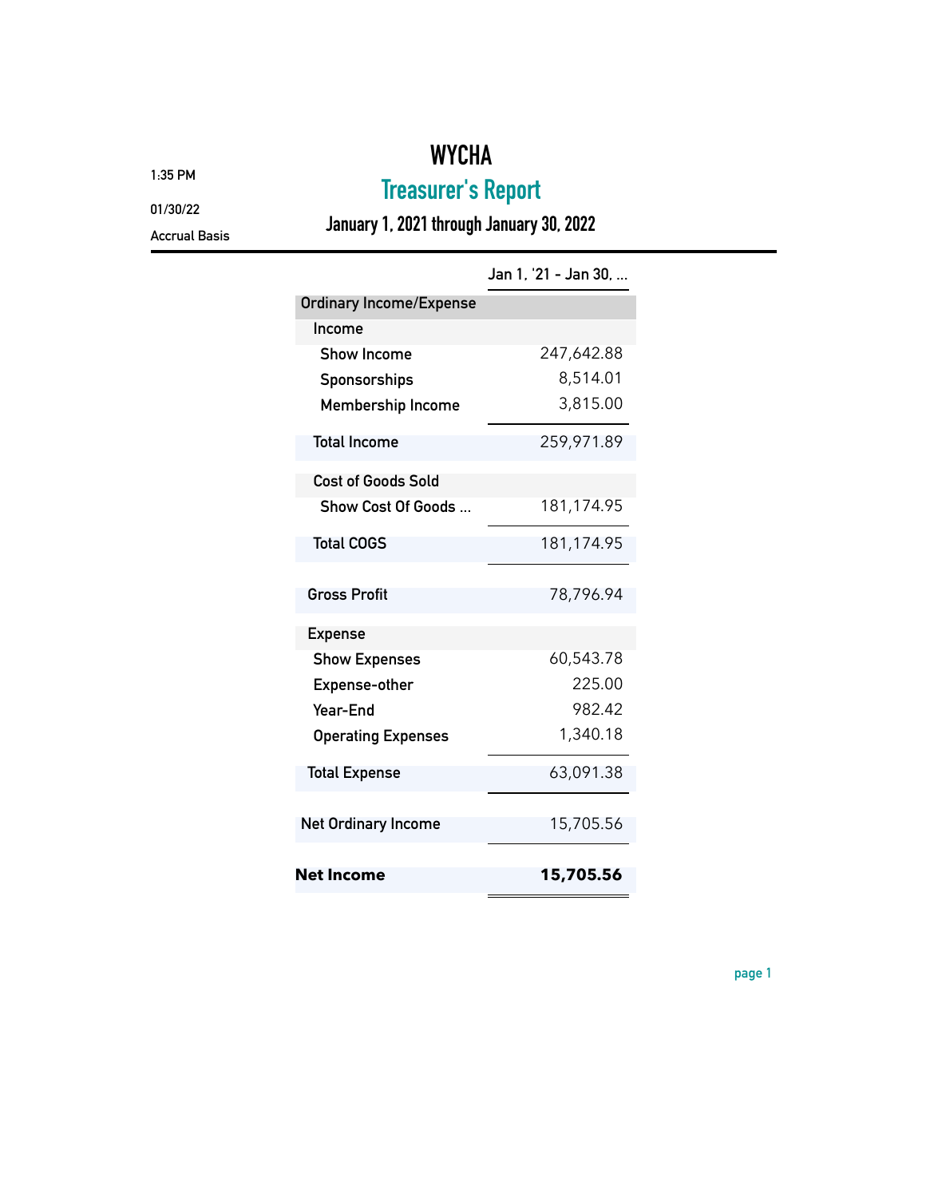# WYCHA

1:35 PM

01/30/22

Accrual Basis

## Treasurer's Report

### January 1, 2021 through January 30, 2022

| | Jan 1, '21 - Jan 30, ... |
|---|---|
| Ordinary Income/Expense | |
| Income | |
| Show Income | 247,642.88 |
| Sponsorships | 8,514.01 |
| Membership Income | 3,815.00 |
| Total Income | 259,971.89 |
| Cost of Goods Sold | |
| Show Cost Of Goods ... | 181,174.95 |
| Total COGS | 181,174.95 |
| Gross Profit | 78,796.94 |
| Expense | |
| Show Expenses | 60,543.78 |
| Expense-other | 225.00 |
| Year-End | 982.42 |
| Operating Expenses | 1,340.18 |
| Total Expense | 63,091.38 |
| Net Ordinary Income | 15,705.56 |
| **Net Income** | **15,705.56** |